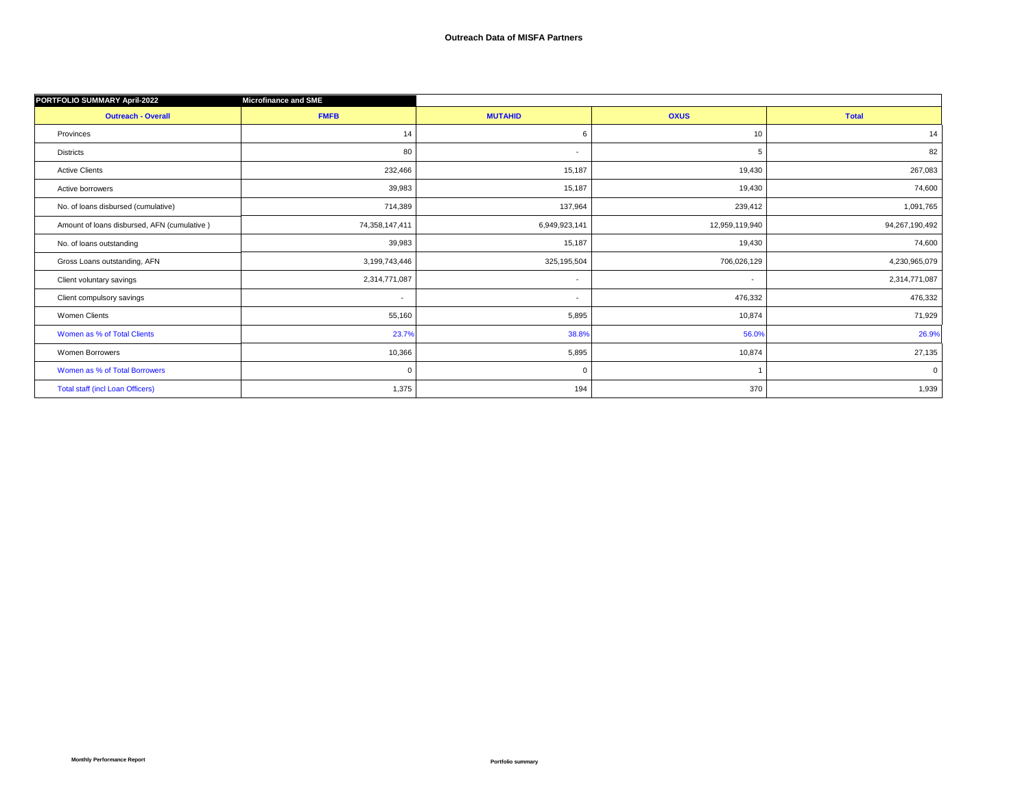# Outreach Data of MISFA Partners

| PORTFOLIO SUMMARY April-2022 | Microfinance and SME | | | |
|---|---|---|---|---|
| **Outreach - Overall** | **FMFB** | **MUTAHID** | **OXUS** | **Total** |
| Provinces | 14 | 6 | 10 | 14 |
| Districts | 80 | - | 5 | 82 |
| Active Clients | 232,466 | 15,187 | 19,430 | 267,083 |
| Active borrowers | 39,983 | 15,187 | 19,430 | 74,600 |
| No. of loans disbursed (cumulative) | 714,389 | 137,964 | 239,412 | 1,091,765 |
| Amount of loans disbursed, AFN (cumulative ) | 74,358,147,411 | 6,949,923,141 | 12,959,119,940 | 94,267,190,492 |
| No. of loans outstanding | 39,983 | 15,187 | 19,430 | 74,600 |
| Gross Loans outstanding, AFN | 3,199,743,446 | 325,195,504 | 706,026,129 | 4,230,965,079 |
| Client voluntary savings | 2,314,771,087 | - | - | 2,314,771,087 |
| Client compulsory savings | - | - | 476,332 | 476,332 |
| Women Clients | 55,160 | 5,895 | 10,874 | 71,929 |
| Women as % of Total Clients | 23.7% | 38.8% | 56.0% | 26.9% |
| Women Borrowers | 10,366 | 5,895 | 10,874 | 27,135 |
| Women as % of Total Borrowers | 0 | 0 | 1 | 0 |
| Total staff (incl Loan Officers) | 1,375 | 194 | 370 | 1,939 |

Monthly Performance Report

Portfolio summary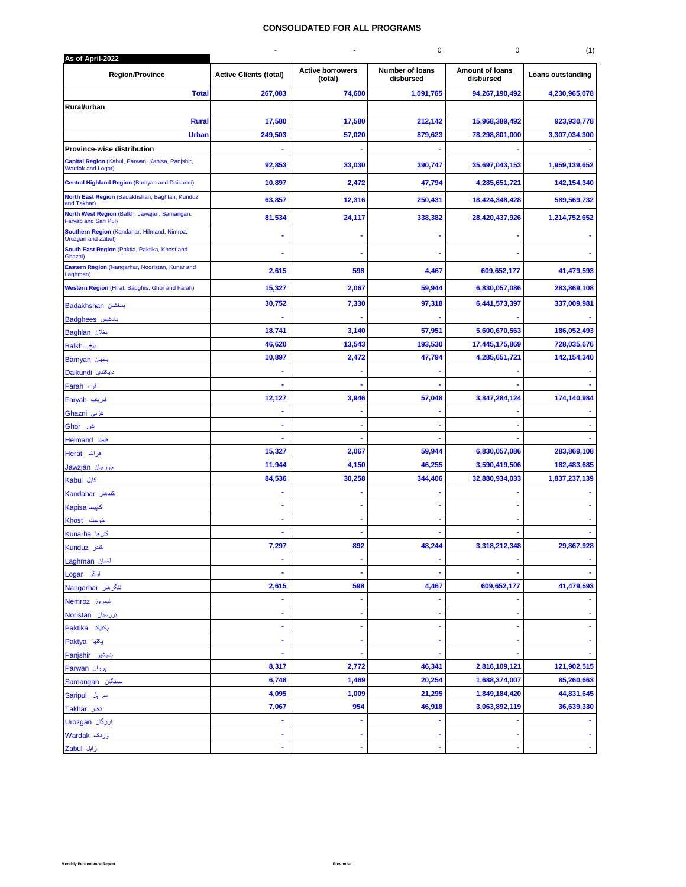## CONSOLIDATED FOR ALL PROGRAMS

| | - | - | 0 | 0 | (1) |
|---|---|---|---|---|---|
| **As of April-2022** | | | | | |
| **Region/Province** | **Active Clients (total)** | **Active borrowers (total)** | **Number of loans disbursed** | **Amount of loans disbursed** | **Loans outstanding** |
| **Total** | **267,083** | **74,600** | **1,091,765** | **94,267,190,492** | **4,230,965,078** |
| **Rural/urban** | | | | | |
| **Rural** | **17,580** | **17,580** | **212,142** | **15,968,389,492** | **923,930,778** |
| **Urban** | **249,503** | **57,020** | **879,623** | **78,298,801,000** | **3,307,034,300** |
| **Province-wise distribution** | - | - | - | - | - |
| **Capital Region** (Kabul, Parwan, Kapisa, Panjshir, Wardak and Logar) | **92,853** | **33,030** | **390,747** | **35,697,043,153** | **1,959,139,652** |
| **Central Highland Region** (Bamyan and Daikundi) | **10,897** | **2,472** | **47,794** | **4,285,651,721** | **142,154,340** |
| **North East Region** (Badakhshan, Baghlan, Kunduz and Takhar) | **63,857** | **12,316** | **250,431** | **18,424,348,428** | **589,569,732** |
| **North West Region** (Balkh, Jawajan, Samangan, Faryab and Sari Pul) | **81,534** | **24,117** | **338,382** | **28,420,437,926** | **1,214,752,652** |
| **Southern Region** (Kandahar, Hilmand, Nimroz, Uruzgan and Zabul) | - | - | - | - | - |
| **South East Region** (Paktia, Paktika, Khost and Ghazni) | - | - | - | - | - |
| **Eastern Region** (Nangarhar, Nooristan, Kunar and Laghman) | **2,615** | **598** | **4,467** | **609,652,177** | **41,479,593** |
| **Western Region** (Hirat, Badghis, Ghor and Farah) | **15,327** | **2,067** | **59,944** | **6,830,057,086** | **283,869,108** |
| Badakhshan بدخشان | **30,752** | **7,330** | **97,318** | **6,441,573,397** | **337,009,981** |
| Badghees بادغیس | - | - | - | - | - |
| Baghlan بغلان | **18,741** | **3,140** | **57,951** | **5,600,670,563** | **186,052,493** |
| Balkh بلخ | **46,620** | **13,543** | **193,530** | **17,445,175,869** | **728,035,676** |
| Bamyan بامیان | **10,897** | **2,472** | **47,794** | **4,285,651,721** | **142,154,340** |
| Daikundi دایکندی | - | - | - | - | - |
| Farah فراه | - | - | - | - | - |
| Faryab فاریاب | **12,127** | **3,946** | **57,048** | **3,847,284,124** | **174,140,984** |
| Ghazni غزنی | - | - | - | - | - |
| Ghor غور | - | - | - | - | - |
| Helmand هلمند | - | - | - | - | - |
| Herat هرات | **15,327** | **2,067** | **59,944** | **6,830,057,086** | **283,869,108** |
| Jawzjan جوزجان | **11,944** | **4,150** | **46,255** | **3,590,419,506** | **182,483,685** |
| Kabul کابل | **84,536** | **30,258** | **344,406** | **32,880,934,033** | **1,837,237,139** |
| Kandahar کندهار | - | - | - | - | - |
| Kapisa کاپیسا | - | - | - | - | - |
| Khost خوست | - | - | - | - | - |
| Kunarha کنرها | - | - | - | - | - |
| Kunduz کندز | **7,297** | **892** | **48,244** | **3,318,212,348** | **29,867,928** |
| Laghman لغمان | - | - | - | - | - |
| Logar لوگر | - | - | - | - | - |
| Nangarhar ننگرهار | **2,615** | **598** | **4,467** | **609,652,177** | **41,479,593** |
| Nemroz نیمروز | - | - | - | - | - |
| Noristan نورستان | - | - | - | - | - |
| Paktika پکتیکا | - | - | - | - | - |
| Paktya پکتیا | - | - | - | - | - |
| Panjshir پنجشیر | - | - | - | - | - |
| Parwan پروان | **8,317** | **2,772** | **46,341** | **2,816,109,121** | **121,902,515** |
| Samangan سمنگان | **6,748** | **1,469** | **20,254** | **1,688,374,007** | **85,260,663** |
| Saripul سر پل | **4,095** | **1,009** | **21,295** | **1,849,184,420** | **44,831,645** |
| Takhar تخار | **7,067** | **954** | **46,918** | **3,063,892,119** | **36,639,330** |
| Urozgan ارزگان | - | - | - | - | - |
| Wardak وردک | - | - | - | - | - |
| Zabul زابل | - | - | - | - | - |

Monthly Performance Report — Provincial